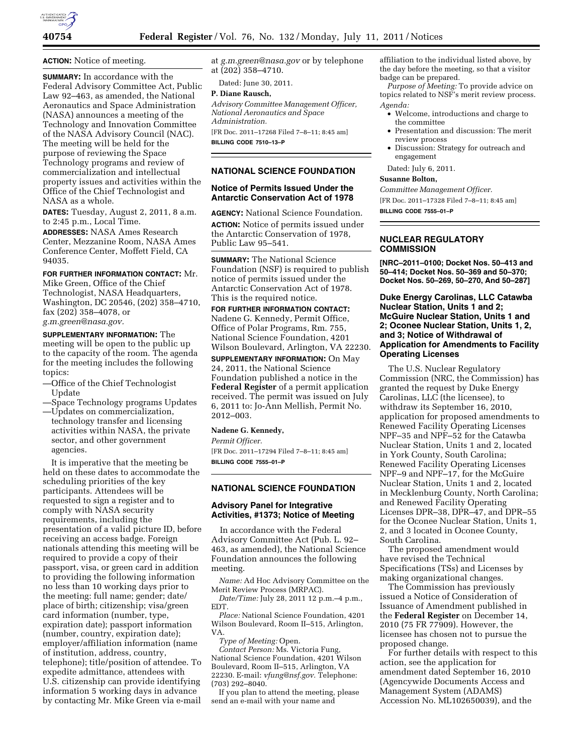**ACTION:** Notice of meeting.

**SUMMARY:** In accordance with the Federal Advisory Committee Act, Public Law 92–463, as amended, the National Aeronautics and Space Administration (NASA) announces a meeting of the Technology and Innovation Committee of the NASA Advisory Council (NAC). The meeting will be held for the purpose of reviewing the Space Technology programs and review of commercialization and intellectual property issues and activities within the Office of the Chief Technologist and NASA as a whole.

**DATES:** Tuesday, August 2, 2011, 8 a.m. to 2:45 p.m., Local Time.

**ADDRESSES:** NASA Ames Research Center, Mezzanine Room, NASA Ames Conference Center, Moffett Field, CA 94035.

**FOR FURTHER INFORMATION CONTACT:** Mr. Mike Green, Office of the Chief Technologist, NASA Headquarters, Washington, DC 20546, (202) 358–4710, fax (202) 358–4078, or *g.m.green@nasa.gov*.

**SUPPLEMENTARY INFORMATION:** The meeting will be open to the public up to the capacity of the room. The agenda for the meeting includes the following topics:

—Office of the Chief Technologist Update
—Space Technology programs Updates
—Updates on commercialization, technology transfer and licensing activities within NASA, the private sector, and other government agencies.

It is imperative that the meeting be held on these dates to accommodate the scheduling priorities of the key participants. Attendees will be requested to sign a register and to comply with NASA security requirements, including the presentation of a valid picture ID, before receiving an access badge. Foreign nationals attending this meeting will be required to provide a copy of their passport, visa, or green card in addition to providing the following information no less than 10 working days prior to the meeting: full name; gender; date/place of birth; citizenship; visa/green card information (number, type, expiration date); passport information (number, country, expiration date); employer/affiliation information (name of institution, address, country, telephone); title/position of attendee. To expedite admittance, attendees with U.S. citizenship can provide identifying information 5 working days in advance by contacting Mr. Mike Green via e-mail at *g.m.green@nasa.gov* or by telephone at (202) 358–4710.

Dated: June 30, 2011.

**P. Diane Rausch,**

*Advisory Committee Management Officer, National Aeronautics and Space Administration.*

[FR Doc. 2011–17268 Filed 7–8–11; 8:45 am]

**BILLING CODE 7510–13–P**

## NATIONAL SCIENCE FOUNDATION

### Notice of Permits Issued Under the Antarctic Conservation Act of 1978

**AGENCY:** National Science Foundation.

**ACTION:** Notice of permits issued under the Antarctic Conservation of 1978, Public Law 95–541.

**SUMMARY:** The National Science Foundation (NSF) is required to publish notice of permits issued under the Antarctic Conservation Act of 1978. This is the required notice.

**FOR FURTHER INFORMATION CONTACT:** Nadene G. Kennedy, Permit Office, Office of Polar Programs, Rm. 755, National Science Foundation, 4201 Wilson Boulevard, Arlington, VA 22230.

**SUPPLEMENTARY INFORMATION:** On May 24, 2011, the National Science Foundation published a notice in the **Federal Register** of a permit application received. The permit was issued on July 6, 2011 to: Jo-Ann Mellish, Permit No. 2012–003.

**Nadene G. Kennedy,**

*Permit Officer.*

[FR Doc. 2011–17294 Filed 7–8–11; 8:45 am]

**BILLING CODE 7555–01–P**

## NATIONAL SCIENCE FOUNDATION

### Advisory Panel for Integrative Activities, #1373; Notice of Meeting

In accordance with the Federal Advisory Committee Act (Pub. L. 92–463, as amended), the National Science Foundation announces the following meeting.

*Name:* Ad Hoc Advisory Committee on the Merit Review Process (MRPAC).

*Date/Time:* July 28, 2011 12 p.m.–4 p.m., EDT.

*Place:* National Science Foundation, 4201 Wilson Boulevard, Room II–515, Arlington, VA.

*Type of Meeting:* Open.

*Contact Person:* Ms. Victoria Fung, National Science Foundation, 4201 Wilson Boulevard, Room II–515, Arlington, VA 22230. E-mail: *vfung@nsf.gov*. Telephone: (703) 292–8040.

If you plan to attend the meeting, please send an e-mail with your name and affiliation to the individual listed above, by the day before the meeting, so that a visitor badge can be prepared.

*Purpose of Meeting:* To provide advice on topics related to NSF's merit review process.

*Agenda:*

- Welcome, introductions and charge to the committee
- Presentation and discussion: The merit review process
- Discussion: Strategy for outreach and engagement

Dated: July 6, 2011.

**Susanne Bolton,**

*Committee Management Officer.*

[FR Doc. 2011–17328 Filed 7–8–11; 8:45 am]

**BILLING CODE 7555–01–P**

## NUCLEAR REGULATORY COMMISSION

**[NRC–2011–0100; Docket Nos. 50–413 and 50–414; Docket Nos. 50–369 and 50–370; Docket Nos. 50–269, 50–270, And 50–287]**

### Duke Energy Carolinas, LLC Catawba Nuclear Station, Units 1 and 2; McGuire Nuclear Station, Units 1 and 2; Oconee Nuclear Station, Units 1, 2, and 3; Notice of Withdrawal of Application for Amendments to Facility Operating Licenses

The U.S. Nuclear Regulatory Commission (NRC, the Commission) has granted the request by Duke Energy Carolinas, LLC (the licensee), to withdraw its September 16, 2010, application for proposed amendments to Renewed Facility Operating Licenses NPF–35 and NPF–52 for the Catawba Nuclear Station, Units 1 and 2, located in York County, South Carolina; Renewed Facility Operating Licenses NPF–9 and NPF–17, for the McGuire Nuclear Station, Units 1 and 2, located in Mecklenburg County, North Carolina; and Renewed Facility Operating Licenses DPR–38, DPR–47, and DPR–55 for the Oconee Nuclear Station, Units 1, 2, and 3 located in Oconee County, South Carolina.

The proposed amendment would have revised the Technical Specifications (TSs) and Licenses by making organizational changes.

The Commission has previously issued a Notice of Consideration of Issuance of Amendment published in the **Federal Register** on December 14, 2010 (75 FR 77909). However, the licensee has chosen not to pursue the proposed change.

For further details with respect to this action, see the application for amendment dated September 16, 2010 (Agencywide Documents Access and Management System (ADAMS) Accession No. ML102650039), and the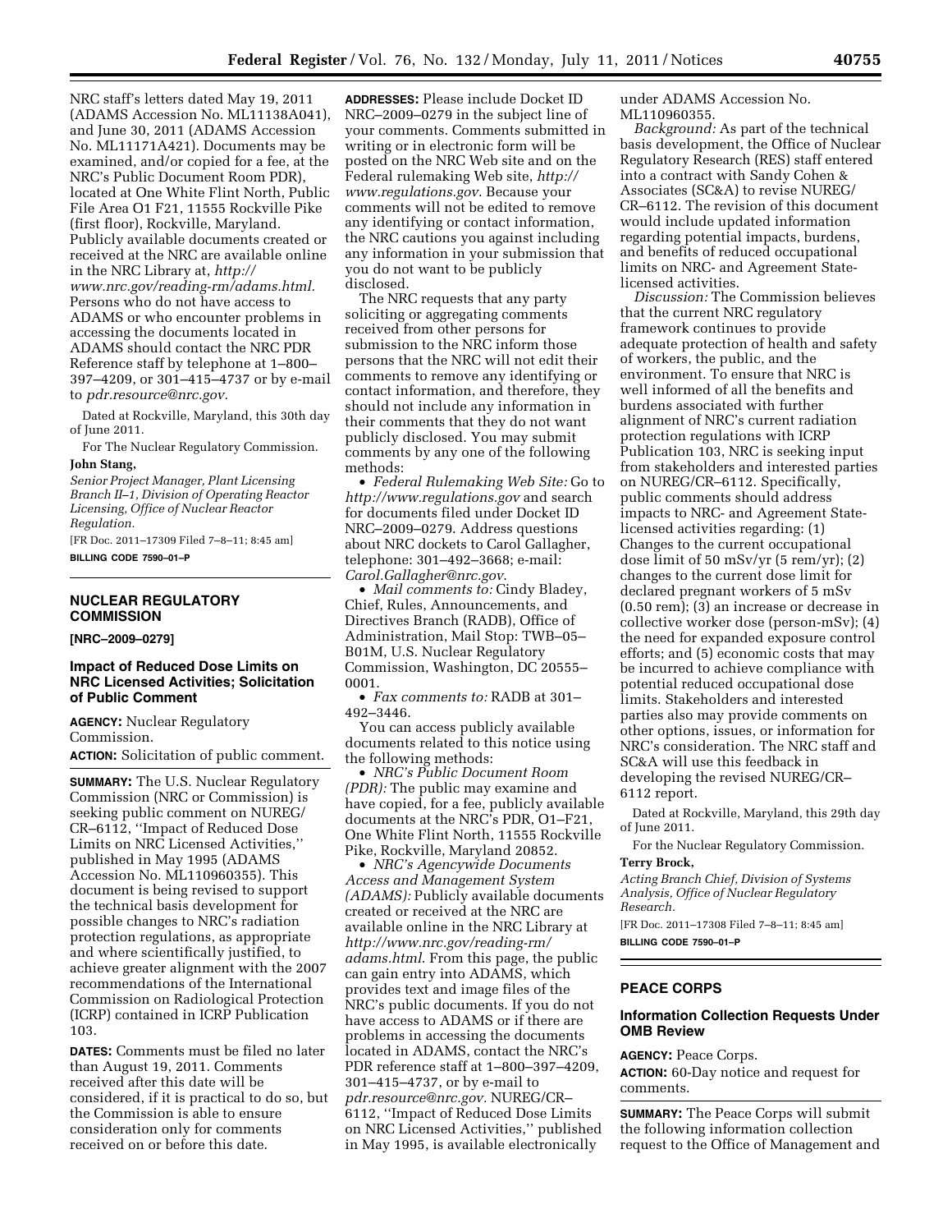NRC staff's letters dated May 19, 2011 (ADAMS Accession No. ML11138A041), and June 30, 2011 (ADAMS Accession No. ML11171A421). Documents may be examined, and/or copied for a fee, at the NRC's Public Document Room PDR), located at One White Flint North, Public File Area O1 F21, 11555 Rockville Pike (first floor), Rockville, Maryland. Publicly available documents created or received at the NRC are available online in the NRC Library at, *http://www.nrc.gov/reading-rm/adams.html.* Persons who do not have access to ADAMS or who encounter problems in accessing the documents located in ADAMS should contact the NRC PDR Reference staff by telephone at 1–800–397–4209, or 301–415–4737 or by e-mail to *pdr.resource@nrc.gov.*

Dated at Rockville, Maryland, this 30th day of June 2011.

For The Nuclear Regulatory Commission.

**John Stang,**

*Senior Project Manager, Plant Licensing Branch II–1, Division of Operating Reactor Licensing, Office of Nuclear Reactor Regulation.*

[FR Doc. 2011–17309 Filed 7–8–11; 8:45 am]

**BILLING CODE 7590–01–P**

## NUCLEAR REGULATORY COMMISSION

**[NRC–2009–0279]**

### Impact of Reduced Dose Limits on NRC Licensed Activities; Solicitation of Public Comment

**AGENCY:** Nuclear Regulatory Commission.

**ACTION:** Solicitation of public comment.

**SUMMARY:** The U.S. Nuclear Regulatory Commission (NRC or Commission) is seeking public comment on NUREG/CR–6112, ''Impact of Reduced Dose Limits on NRC Licensed Activities,'' published in May 1995 (ADAMS Accession No. ML110960355). This document is being revised to support the technical basis development for possible changes to NRC's radiation protection regulations, as appropriate and where scientifically justified, to achieve greater alignment with the 2007 recommendations of the International Commission on Radiological Protection (ICRP) contained in ICRP Publication 103.

**DATES:** Comments must be filed no later than August 19, 2011. Comments received after this date will be considered, if it is practical to do so, but the Commission is able to ensure consideration only for comments received on or before this date.

**ADDRESSES:** Please include Docket ID NRC–2009–0279 in the subject line of your comments. Comments submitted in writing or in electronic form will be posted on the NRC Web site and on the Federal rulemaking Web site, *http://www.regulations.gov*. Because your comments will not be edited to remove any identifying or contact information, the NRC cautions you against including any information in your submission that you do not want to be publicly disclosed.

The NRC requests that any party soliciting or aggregating comments received from other persons for submission to the NRC inform those persons that the NRC will not edit their comments to remove any identifying or contact information, and therefore, they should not include any information in their comments that they do not want publicly disclosed. You may submit comments by any one of the following methods:

- *Federal Rulemaking Web Site:* Go to *http://www.regulations.gov* and search for documents filed under Docket ID NRC–2009–0279. Address questions about NRC dockets to Carol Gallagher, telephone: 301–492–3668; e-mail: *Carol.Gallagher@nrc.gov*.
- *Mail comments to:* Cindy Bladey, Chief, Rules, Announcements, and Directives Branch (RADB), Office of Administration, Mail Stop: TWB–05–B01M, U.S. Nuclear Regulatory Commission, Washington, DC 20555–0001.
- *Fax comments to:* RADB at 301–492–3446.

You can access publicly available documents related to this notice using the following methods:

- *NRC's Public Document Room (PDR):* The public may examine and have copied, for a fee, publicly available documents at the NRC's PDR, O1–F21, One White Flint North, 11555 Rockville Pike, Rockville, Maryland 20852.
- *NRC's Agencywide Documents Access and Management System (ADAMS):* Publicly available documents created or received at the NRC are available online in the NRC Library at *http://www.nrc.gov/reading-rm/adams.html*. From this page, the public can gain entry into ADAMS, which provides text and image files of the NRC's public documents. If you do not have access to ADAMS or if there are problems in accessing the documents located in ADAMS, contact the NRC's PDR reference staff at 1–800–397–4209, 301–415–4737, or by e-mail to *pdr.resource@nrc.gov.* NUREG/CR–6112, ''Impact of Reduced Dose Limits on NRC Licensed Activities,'' published in May 1995, is available electronically under ADAMS Accession No. ML110960355.

*Background:* As part of the technical basis development, the Office of Nuclear Regulatory Research (RES) staff entered into a contract with Sandy Cohen & Associates (SC&A) to revise NUREG/CR–6112. The revision of this document would include updated information regarding potential impacts, burdens, and benefits of reduced occupational limits on NRC- and Agreement State-licensed activities.

*Discussion:* The Commission believes that the current NRC regulatory framework continues to provide adequate protection of health and safety of workers, the public, and the environment. To ensure that NRC is well informed of all the benefits and burdens associated with further alignment of NRC's current radiation protection regulations with ICRP Publication 103, NRC is seeking input from stakeholders and interested parties on NUREG/CR–6112. Specifically, public comments should address impacts to NRC- and Agreement State-licensed activities regarding: (1) Changes to the current occupational dose limit of 50 mSv/yr (5 rem/yr); (2) changes to the current dose limit for declared pregnant workers of 5 mSv (0.50 rem); (3) an increase or decrease in collective worker dose (person-mSv); (4) the need for expanded exposure control efforts; and (5) economic costs that may be incurred to achieve compliance with potential reduced occupational dose limits. Stakeholders and interested parties also may provide comments on other options, issues, or information for NRC's consideration. The NRC staff and SC&A will use this feedback in developing the revised NUREG/CR–6112 report.

Dated at Rockville, Maryland, this 29th day of June 2011.

For the Nuclear Regulatory Commission.

**Terry Brock,**

*Acting Branch Chief, Division of Systems Analysis, Office of Nuclear Regulatory Research.*

[FR Doc. 2011–17308 Filed 7–8–11; 8:45 am]

**BILLING CODE 7590–01–P**

## PEACE CORPS

### Information Collection Requests Under OMB Review

**AGENCY:** Peace Corps.

**ACTION:** 60-Day notice and request for comments.

**SUMMARY:** The Peace Corps will submit the following information collection request to the Office of Management and